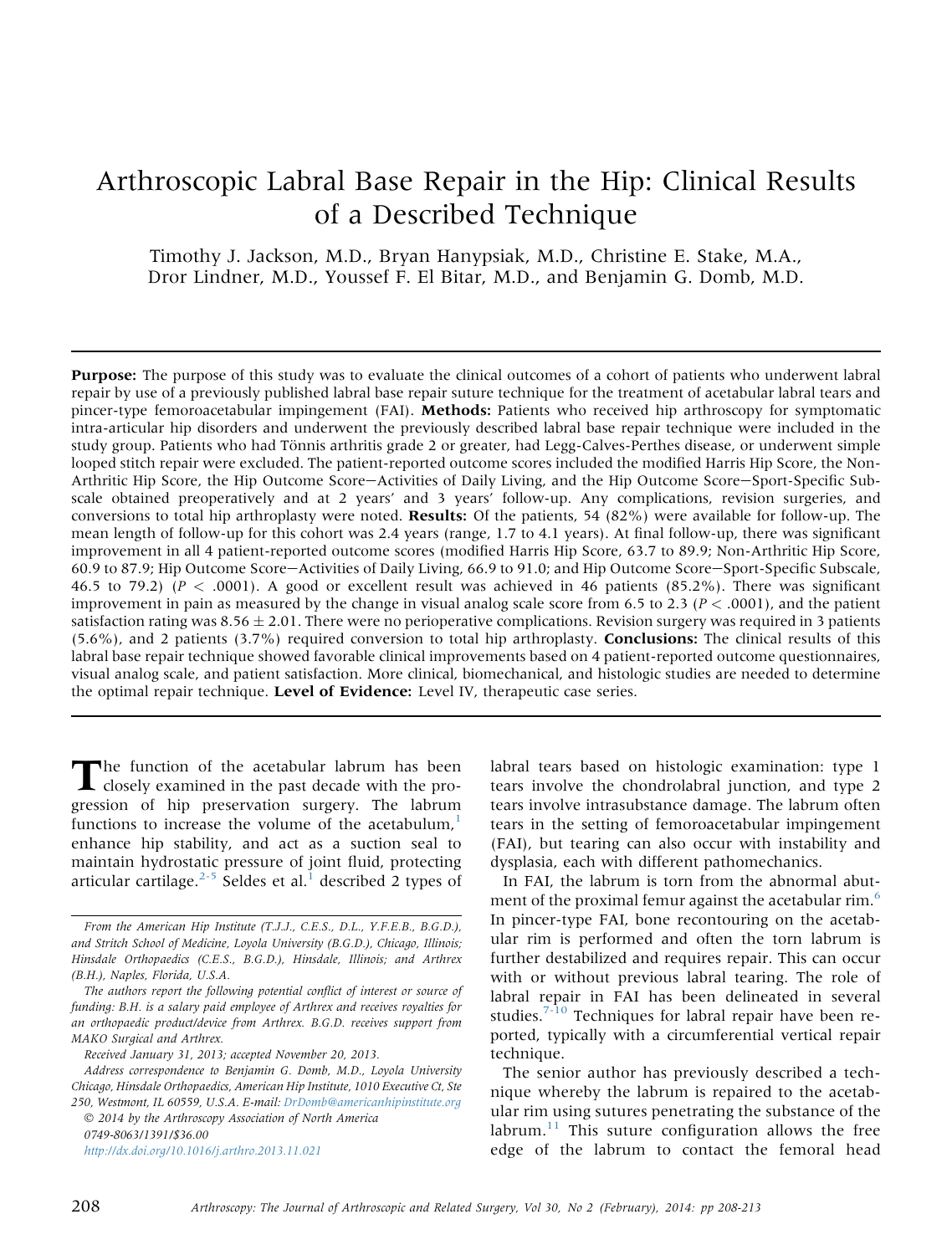# Arthroscopic Labral Base Repair in the Hip: Clinical Results of a Described Technique

Timothy J. Jackson, M.D., Bryan Hanypsiak, M.D., Christine E. Stake, M.A., Dror Lindner, M.D., Youssef F. El Bitar, M.D., and Benjamin G. Domb, M.D.

**Purpose:** The purpose of this study was to evaluate the clinical outcomes of a cohort of patients who underwent labral repair by use of a previously published labral base repair suture technique for the treatment of acetabular labral tears and pincer-type femoroacetabular impingement (FAI). **Methods:** Patients who received hip arthroscopy for symptomatic intra-articular hip disorders and underwent the previously described labral base repair technique were included in the study group. Patients who had Tönnis arthritis grade 2 or greater, had Legg-Calves-Perthes disease, or underwent simple looped stitch repair were excluded. The patient-reported outcome scores included the modified Harris Hip Score, the Non-Arthritic Hip Score, the Hip Outcome Score—Activities of Daily Living, and the Hip Outcome Score—Sport-Specific Subscale obtained preoperatively and at 2 years' and 3 years' follow-up. Any complications, revision surgeries, and conversions to total hip arthroplasty were noted. **Results:** Of the patients, 54 (82%) were available for follow-up. The mean length of follow-up for this cohort was 2.4 years (range, 1.7 to 4.1 years). At final follow-up, there was significant improvement in all 4 patient-reported outcome scores (modified Harris Hip Score, 63.7 to 89.9; Non-Arthritic Hip Score, 60.9 to 87.9; Hip Outcome Score—Activities of Daily Living, 66.9 to 91.0; and Hip Outcome Score—Sport-Specific Subscale, 46.5 to 79.2) ($P < .0001$). A good or excellent result was achieved in 46 patients (85.2%). There was significant improvement in pain as measured by the change in visual analog scale score from 6.5 to 2.3 ($P < .0001$), and the patient satisfaction rating was $8.56 \pm 2.01$. There were no perioperative complications. Revision surgery was required in 3 patients (5.6%), and 2 patients (3.7%) required conversion to total hip arthroplasty. **Conclusions:** The clinical results of this labral base repair technique showed favorable clinical improvements based on 4 patient-reported outcome questionnaires, visual analog scale, and patient satisfaction. More clinical, biomechanical, and histologic studies are needed to determine the optimal repair technique. **Level of Evidence:** Level IV, therapeutic case series.

The function of the acetabular labrum has been closely examined in the past decade with the progression of hip preservation surgery. The labrum functions to increase the volume of the acetabulum,[1] enhance hip stability, and act as a suction seal to maintain hydrostatic pressure of joint fluid, protecting articular cartilage.[2-5] Seldes et al.[1] described 2 types of labral tears based on histologic examination: type 1 tears involve the chondrolabral junction, and type 2 tears involve intrasubstance damage. The labrum often tears in the setting of femoroacetabular impingement (FAI), but tearing can also occur with instability and dysplasia, each with different pathomechanics.

In FAI, the labrum is torn from the abnormal abutment of the proximal femur against the acetabular rim.[6] In pincer-type FAI, bone recontouring on the acetabular rim is performed and often the torn labrum is further destabilized and requires repair. This can occur with or without previous labral tearing. The role of labral repair in FAI has been delineated in several studies.[7-10] Techniques for labral repair have been reported, typically with a circumferential vertical repair technique.

The senior author has previously described a technique whereby the labrum is repaired to the acetabular rim using sutures penetrating the substance of the labrum.[11] This suture configuration allows the free edge of the labrum to contact the femoral head

*From the American Hip Institute (T.J.J., C.E.S., D.L., Y.F.E.B., B.G.D.), and Stritch School of Medicine, Loyola University (B.G.D.), Chicago, Illinois; Hinsdale Orthopaedics (C.E.S., B.G.D.), Hinsdale, Illinois; and Arthrex (B.H.), Naples, Florida, U.S.A.*

*The authors report the following potential conflict of interest or source of funding: B.H. is a salary paid employee of Arthrex and receives royalties for an orthopaedic product/device from Arthrex. B.G.D. receives support from MAKO Surgical and Arthrex.*

*Received January 31, 2013; accepted November 20, 2013.*

*Address correspondence to Benjamin G. Domb, M.D., Loyola University Chicago, Hinsdale Orthopaedics, American Hip Institute, 1010 Executive Ct, Ste 250, Westmont, IL 60559, U.S.A. E-mail: DrDomb@americanhipinstitute.org*

*© 2014 by the Arthroscopy Association of North America*

*0749-8063/1391/$36.00*

*http://dx.doi.org/10.1016/j.arthro.2013.11.021*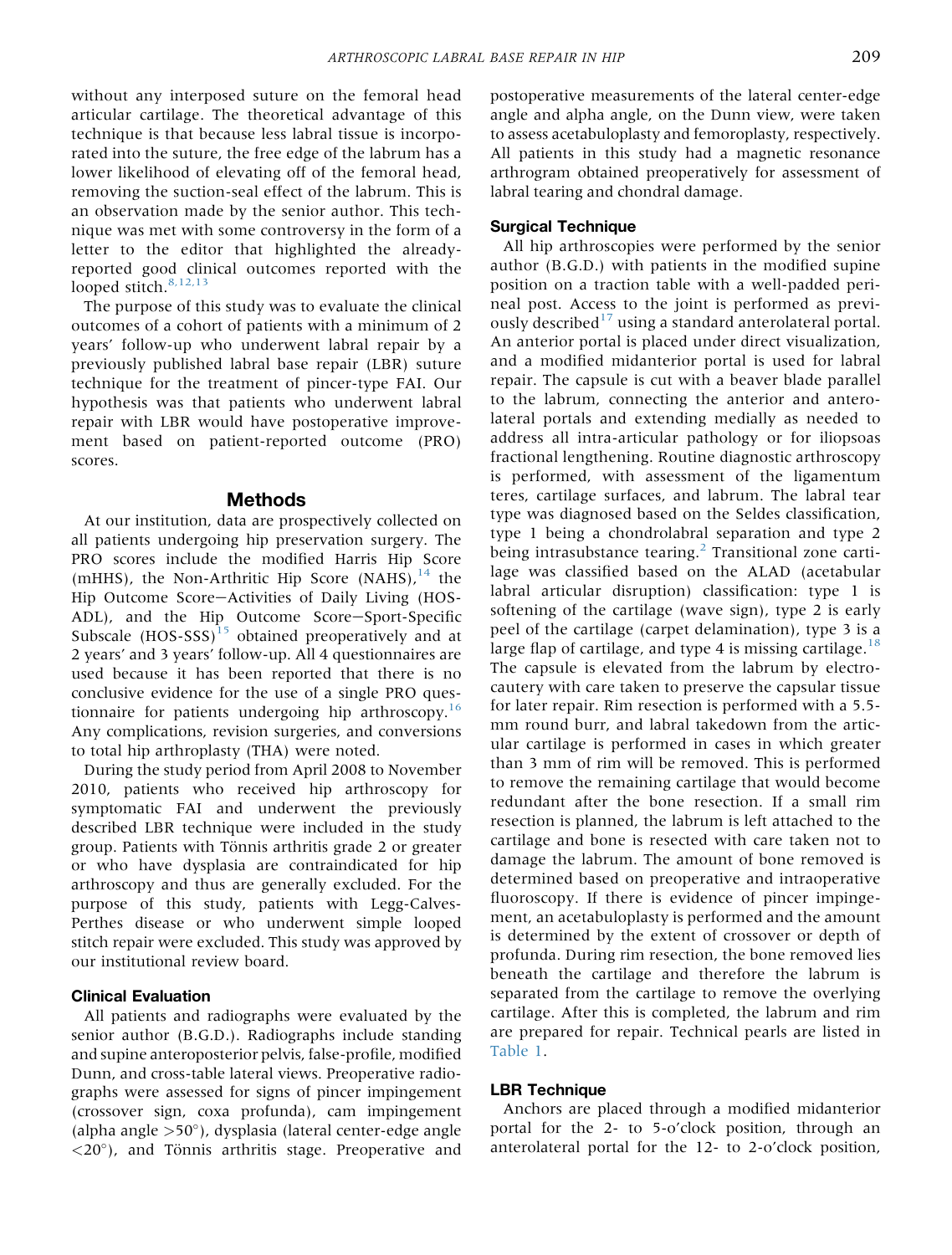without any interposed suture on the femoral head articular cartilage. The theoretical advantage of this technique is that because less labral tissue is incorporated into the suture, the free edge of the labrum has a lower likelihood of elevating off of the femoral head, removing the suction-seal effect of the labrum. This is an observation made by the senior author. This technique was met with some controversy in the form of a letter to the editor that highlighted the already-reported good clinical outcomes reported with the looped stitch.[8,12,13]

The purpose of this study was to evaluate the clinical outcomes of a cohort of patients with a minimum of 2 years' follow-up who underwent labral repair by a previously published labral base repair (LBR) suture technique for the treatment of pincer-type FAI. Our hypothesis was that patients who underwent labral repair with LBR would have postoperative improvement based on patient-reported outcome (PRO) scores.

## Methods

At our institution, data are prospectively collected on all patients undergoing hip preservation surgery. The PRO scores include the modified Harris Hip Score (mHHS), the Non-Arthritic Hip Score (NAHS),[14] the Hip Outcome Score—Activities of Daily Living (HOS-ADL), and the Hip Outcome Score—Sport-Specific Subscale (HOS-SSS)[15] obtained preoperatively and at 2 years' and 3 years' follow-up. All 4 questionnaires are used because it has been reported that there is no conclusive evidence for the use of a single PRO questionnaire for patients undergoing hip arthroscopy.[16] Any complications, revision surgeries, and conversions to total hip arthroplasty (THA) were noted.

During the study period from April 2008 to November 2010, patients who received hip arthroscopy for symptomatic FAI and underwent the previously described LBR technique were included in the study group. Patients with Tönnis arthritis grade 2 or greater or who have dysplasia are contraindicated for hip arthroscopy and thus are generally excluded. For the purpose of this study, patients with Legg-Calves-Perthes disease or who underwent simple looped stitch repair were excluded. This study was approved by our institutional review board.

### Clinical Evaluation

All patients and radiographs were evaluated by the senior author (B.G.D.). Radiographs include standing and supine anteroposterior pelvis, false-profile, modified Dunn, and cross-table lateral views. Preoperative radiographs were assessed for signs of pincer impingement (crossover sign, coxa profunda), cam impingement (alpha angle >50°), dysplasia (lateral center-edge angle <20°), and Tönnis arthritis stage. Preoperative and postoperative measurements of the lateral center-edge angle and alpha angle, on the Dunn view, were taken to assess acetabuloplasty and femoroplasty, respectively. All patients in this study had a magnetic resonance arthrogram obtained preoperatively for assessment of labral tearing and chondral damage.

### Surgical Technique

All hip arthroscopies were performed by the senior author (B.G.D.) with patients in the modified supine position on a traction table with a well-padded perineal post. Access to the joint is performed as previously described[17] using a standard anterolateral portal. An anterior portal is placed under direct visualization, and a modified midanterior portal is used for labral repair. The capsule is cut with a beaver blade parallel to the labrum, connecting the anterior and anterolateral portals and extending medially as needed to address all intra-articular pathology or for iliopsoas fractional lengthening. Routine diagnostic arthroscopy is performed, with assessment of the ligamentum teres, cartilage surfaces, and labrum. The labral tear type was diagnosed based on the Seldes classification, type 1 being a chondrolabral separation and type 2 being intrasubstance tearing.[2] Transitional zone cartilage was classified based on the ALAD (acetabular labral articular disruption) classification: type 1 is softening of the cartilage (wave sign), type 2 is early peel of the cartilage (carpet delamination), type 3 is a large flap of cartilage, and type 4 is missing cartilage.[18] The capsule is elevated from the labrum by electrocautery with care taken to preserve the capsular tissue for later repair. Rim resection is performed with a 5.5-mm round burr, and labral takedown from the articular cartilage is performed in cases in which greater than 3 mm of rim will be removed. This is performed to remove the remaining cartilage that would become redundant after the bone resection. If a small rim resection is planned, the labrum is left attached to the cartilage and bone is resected with care taken not to damage the labrum. The amount of bone removed is determined based on preoperative and intraoperative fluoroscopy. If there is evidence of pincer impingement, an acetabuloplasty is performed and the amount is determined by the extent of crossover or depth of profunda. During rim resection, the bone removed lies beneath the cartilage and therefore the labrum is separated from the cartilage to remove the overlying cartilage. After this is completed, the labrum and rim are prepared for repair. Technical pearls are listed in Table 1.

### LBR Technique

Anchors are placed through a modified midanterior portal for the 2- to 5-o'clock position, through an anterolateral portal for the 12- to 2-o'clock position,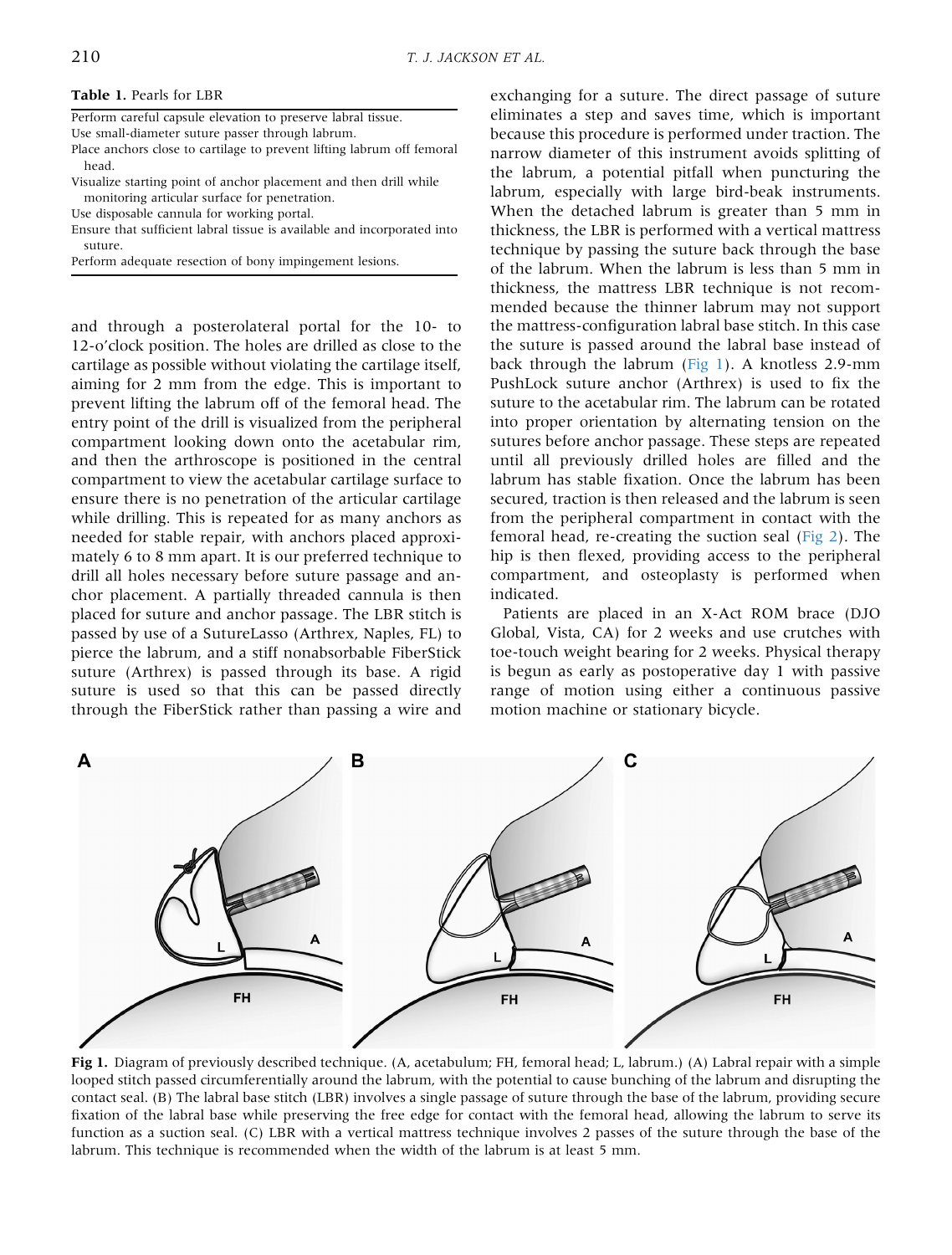**Table 1.** Pearls for LBR

| |
|---|
| Perform careful capsule elevation to preserve labral tissue. |
| Use small-diameter suture passer through labrum. |
| Place anchors close to cartilage to prevent lifting labrum off femoral head. |
| Visualize starting point of anchor placement and then drill while monitoring articular surface for penetration. |
| Use disposable cannula for working portal. |
| Ensure that sufficient labral tissue is available and incorporated into suture. |
| Perform adequate resection of bony impingement lesions. |

and through a posterolateral portal for the 10- to 12-o'clock position. The holes are drilled as close to the cartilage as possible without violating the cartilage itself, aiming for 2 mm from the edge. This is important to prevent lifting the labrum off of the femoral head. The entry point of the drill is visualized from the peripheral compartment looking down onto the acetabular rim, and then the arthroscope is positioned in the central compartment to view the acetabular cartilage surface to ensure there is no penetration of the articular cartilage while drilling. This is repeated for as many anchors as needed for stable repair, with anchors placed approximately 6 to 8 mm apart. It is our preferred technique to drill all holes necessary before suture passage and anchor placement. A partially threaded cannula is then placed for suture and anchor passage. The LBR stitch is passed by use of a SutureLasso (Arthrex, Naples, FL) to pierce the labrum, and a stiff nonabsorbable FiberStick suture (Arthrex) is passed through its base. A rigid suture is used so that this can be passed directly through the FiberStick rather than passing a wire and exchanging for a suture. The direct passage of suture eliminates a step and saves time, which is important because this procedure is performed under traction. The narrow diameter of this instrument avoids splitting of the labrum, a potential pitfall when puncturing the labrum, especially with large bird-beak instruments. When the detached labrum is greater than 5 mm in thickness, the LBR is performed with a vertical mattress technique by passing the suture back through the base of the labrum. When the labrum is less than 5 mm in thickness, the mattress LBR technique is not recommended because the thinner labrum may not support the mattress-configuration labral base stitch. In this case the suture is passed around the labral base instead of back through the labrum (Fig 1). A knotless 2.9-mm PushLock suture anchor (Arthrex) is used to fix the suture to the acetabular rim. The labrum can be rotated into proper orientation by alternating tension on the sutures before anchor passage. These steps are repeated until all previously drilled holes are filled and the labrum has stable fixation. Once the labrum has been secured, traction is then released and the labrum is seen from the peripheral compartment in contact with the femoral head, re-creating the suction seal (Fig 2). The hip is then flexed, providing access to the peripheral compartment, and osteoplasty is performed when indicated.

Patients are placed in an X-Act ROM brace (DJO Global, Vista, CA) for 2 weeks and use crutches with toe-touch weight bearing for 2 weeks. Physical therapy is begun as early as postoperative day 1 with passive range of motion using either a continuous passive motion machine or stationary bicycle.

A B C
L A FH
L A FH
L A FH

**Fig 1.** Diagram of previously described technique. (A, acetabulum; FH, femoral head; L, labrum.) (A) Labral repair with a simple looped stitch passed circumferentially around the labrum, with the potential to cause bunching of the labrum and disrupting the contact seal. (B) The labral base stitch (LBR) involves a single passage of suture through the base of the labrum, providing secure fixation of the labral base while preserving the free edge for contact with the femoral head, allowing the labrum to serve its function as a suction seal. (C) LBR with a vertical mattress technique involves 2 passes of the suture through the base of the labrum. This technique is recommended when the width of the labrum is at least 5 mm.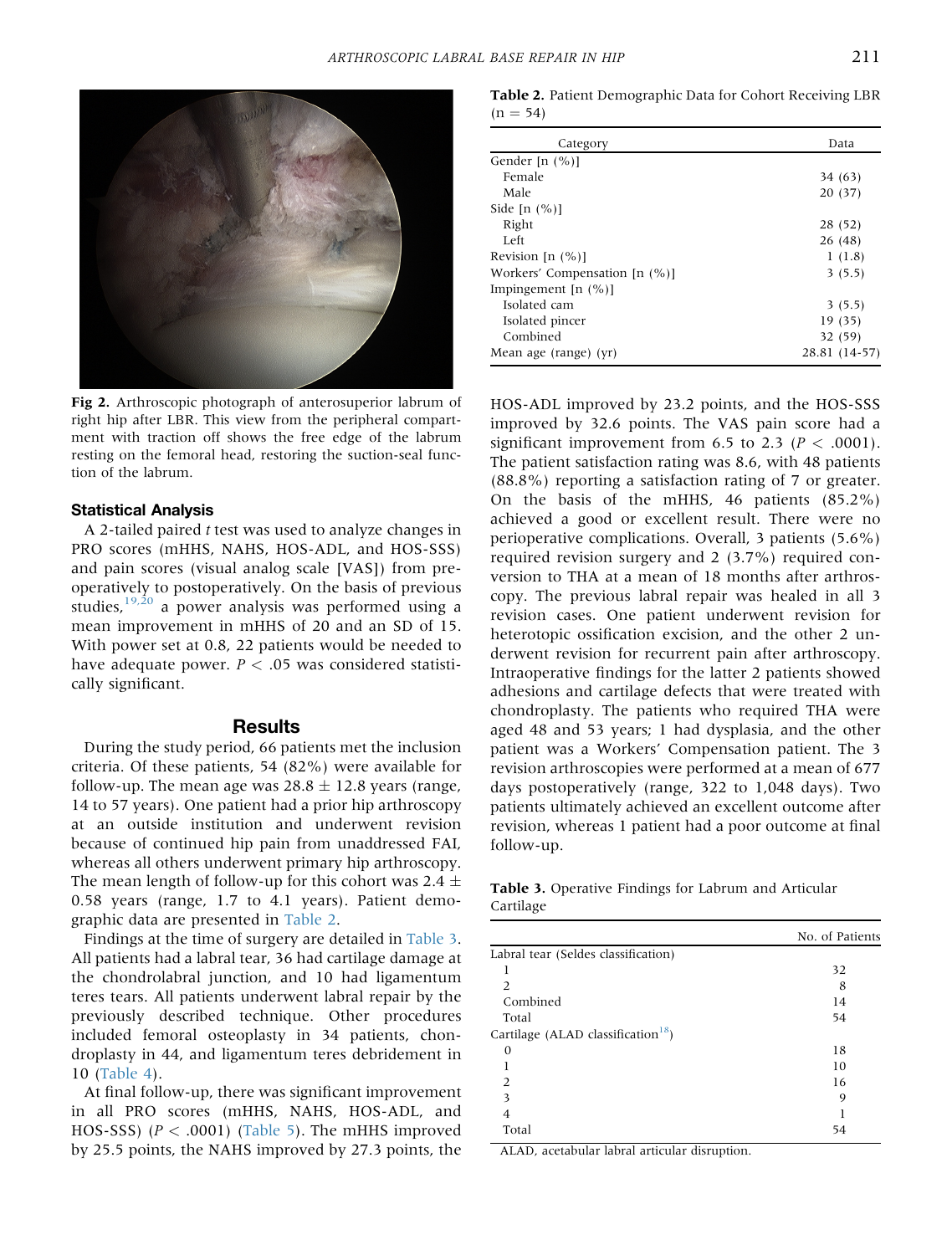Fig 2. Arthroscopic photograph of anterosuperior labrum of right hip after LBR. This view from the peripheral compartment with traction off shows the free edge of the labrum resting on the femoral head, restoring the suction-seal function of the labrum.

### Statistical Analysis

A 2-tailed paired *t* test was used to analyze changes in PRO scores (mHHS, NAHS, HOS-ADL, and HOS-SSS) and pain scores (visual analog scale [VAS]) from preoperatively to postoperatively. On the basis of previous studies,[19,20] a power analysis was performed using a mean improvement in mHHS of 20 and an SD of 15. With power set at 0.8, 22 patients would be needed to have adequate power. $P < .05$ was considered statistically significant.

## Results

During the study period, 66 patients met the inclusion criteria. Of these patients, 54 (82%) were available for follow-up. The mean age was 28.8 ± 12.8 years (range, 14 to 57 years). One patient had a prior hip arthroscopy at an outside institution and underwent revision because of continued hip pain from unaddressed FAI, whereas all others underwent primary hip arthroscopy. The mean length of follow-up for this cohort was 2.4 ± 0.58 years (range, 1.7 to 4.1 years). Patient demographic data are presented in Table 2.

Findings at the time of surgery are detailed in Table 3. All patients had a labral tear, 36 had cartilage damage at the chondrolabral junction, and 10 had ligamentum teres tears. All patients underwent labral repair by the previously described technique. Other procedures included femoral osteoplasty in 34 patients, chondroplasty in 44, and ligamentum teres debridement in 10 (Table 4).

At final follow-up, there was significant improvement in all PRO scores (mHHS, NAHS, HOS-ADL, and HOS-SSS) ($P < .0001$) (Table 5). The mHHS improved by 25.5 points, the NAHS improved by 27.3 points, the HOS-ADL improved by 23.2 points, and the HOS-SSS improved by 32.6 points. The VAS pain score had a significant improvement from 6.5 to 2.3 ($P < .0001$). The patient satisfaction rating was 8.6, with 48 patients (88.8%) reporting a satisfaction rating of 7 or greater. On the basis of the mHHS, 46 patients (85.2%) achieved a good or excellent result. There were no perioperative complications. Overall, 3 patients (5.6%) required revision surgery and 2 (3.7%) required conversion to THA at a mean of 18 months after arthroscopy. The previous labral repair was healed in all 3 revision cases. One patient underwent revision for heterotopic ossification excision, and the other 2 underwent revision for recurrent pain after arthroscopy. Intraoperative findings for the latter 2 patients showed adhesions and cartilage defects that were treated with chondroplasty. The patients who required THA were aged 48 and 53 years; 1 had dysplasia, and the other patient was a Workers' Compensation patient. The 3 revision arthroscopies were performed at a mean of 677 days postoperatively (range, 322 to 1,048 days). Two patients ultimately achieved an excellent outcome after revision, whereas 1 patient had a poor outcome at final follow-up.

**Table 2.** Patient Demographic Data for Cohort Receiving LBR (n = 54)

| Category | Data |
|---|---|
| Gender [n (%)] | |
| Female | 34 (63) |
| Male | 20 (37) |
| Side [n (%)] | |
| Right | 28 (52) |
| Left | 26 (48) |
| Revision [n (%)] | 1 (1.8) |
| Workers' Compensation [n (%)] | 3 (5.5) |
| Impingement [n (%)] | |
| Isolated cam | 3 (5.5) |
| Isolated pincer | 19 (35) |
| Combined | 32 (59) |
| Mean age (range) (yr) | 28.81 (14-57) |

**Table 3.** Operative Findings for Labrum and Articular Cartilage

| | No. of Patients |
|---|---|
| Labral tear (Seldes classification) | |
| 1 | 32 |
| 2 | 8 |
| Combined | 14 |
| Total | 54 |
| Cartilage (ALAD classification[18]) | |
| 0 | 18 |
| 1 | 10 |
| 2 | 16 |
| 3 | 9 |
| 4 | 1 |
| Total | 54 |

ALAD, acetabular labral articular disruption.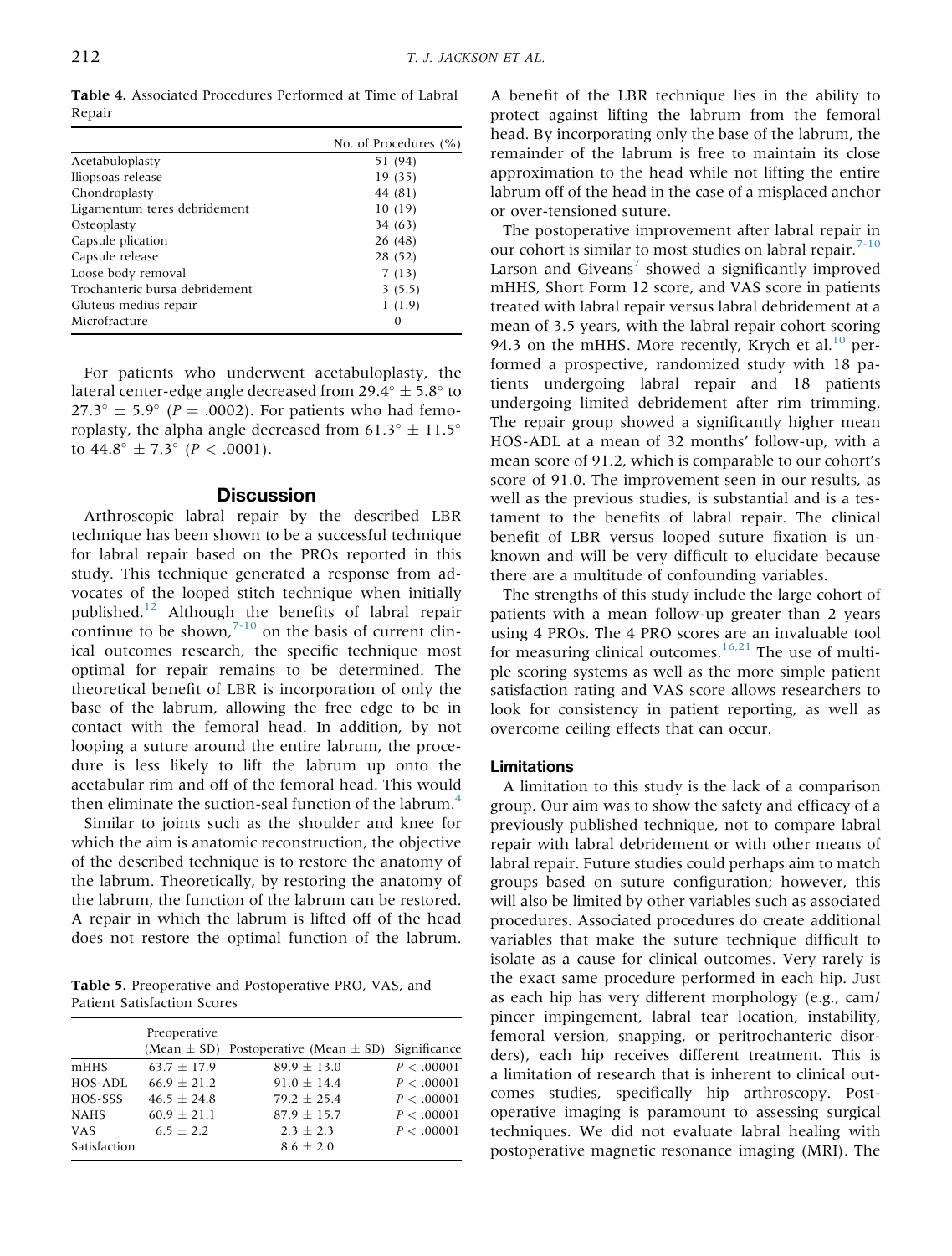**Table 4.** Associated Procedures Performed at Time of Labral Repair

| | No. of Procedures (%) |
|---|---|
| Acetabuloplasty | 51 (94) |
| Iliopsoas release | 19 (35) |
| Chondroplasty | 44 (81) |
| Ligamentum teres debridement | 10 (19) |
| Osteoplasty | 34 (63) |
| Capsule plication | 26 (48) |
| Capsule release | 28 (52) |
| Loose body removal | 7 (13) |
| Trochanteric bursa debridement | 3 (5.5) |
| Gluteus medius repair | 1 (1.9) |
| Microfracture | 0 |

For patients who underwent acetabuloplasty, the lateral center-edge angle decreased from $29.4° \pm 5.8°$ to $27.3° \pm 5.9°$ ($P = .0002$). For patients who had femoroplasty, the alpha angle decreased from $61.3° \pm 11.5°$ to $44.8° \pm 7.3°$ ($P < .0001$).

## Discussion

Arthroscopic labral repair by the described LBR technique has been shown to be a successful technique for labral repair based on the PROs reported in this study. This technique generated a response from advocates of the looped stitch technique when initially published.[12] Although the benefits of labral repair continue to be shown,[7-10] on the basis of current clinical outcomes research, the specific technique most optimal for repair remains to be determined. The theoretical benefit of LBR is incorporation of only the base of the labrum, allowing the free edge to be in contact with the femoral head. In addition, by not looping a suture around the entire labrum, the procedure is less likely to lift the labrum up onto the acetabular rim and off of the femoral head. This would then eliminate the suction-seal function of the labrum.[4]

Similar to joints such as the shoulder and knee for which the aim is anatomic reconstruction, the objective of the described technique is to restore the anatomy of the labrum. Theoretically, by restoring the anatomy of the labrum, the function of the labrum can be restored. A repair in which the labrum is lifted off of the head does not restore the optimal function of the labrum.

**Table 5.** Preoperative and Postoperative PRO, VAS, and Patient Satisfaction Scores

| | Preoperative (Mean ± SD) | Postoperative (Mean ± SD) | Significance |
|---|---|---|---|
| mHHS | 63.7 ± 17.9 | 89.9 ± 13.0 | $P < .00001$ |
| HOS-ADL | 66.9 ± 21.2 | 91.0 ± 14.4 | $P < .00001$ |
| HOS-SSS | 46.5 ± 24.8 | 79.2 ± 25.4 | $P < .00001$ |
| NAHS | 60.9 ± 21.1 | 87.9 ± 15.7 | $P < .00001$ |
| VAS | 6.5 ± 2.2 | 2.3 ± 2.3 | $P < .00001$ |
| Satisfaction | | 8.6 ± 2.0 | |

A benefit of the LBR technique lies in the ability to protect against lifting the labrum from the femoral head. By incorporating only the base of the labrum, the remainder of the labrum is free to maintain its close approximation to the head while not lifting the entire labrum off of the head in the case of a misplaced anchor or over-tensioned suture.

The postoperative improvement after labral repair in our cohort is similar to most studies on labral repair.[7-10] Larson and Giveans[7] showed a significantly improved mHHS, Short Form 12 score, and VAS score in patients treated with labral repair versus labral debridement at a mean of 3.5 years, with the labral repair cohort scoring 94.3 on the mHHS. More recently, Krych et al.[10] performed a prospective, randomized study with 18 patients undergoing labral repair and 18 patients undergoing limited debridement after rim trimming. The repair group showed a significantly higher mean HOS-ADL at a mean of 32 months' follow-up, with a mean score of 91.2, which is comparable to our cohort's score of 91.0. The improvement seen in our results, as well as the previous studies, is substantial and is a testament to the benefits of labral repair. The clinical benefit of LBR versus looped suture fixation is unknown and will be very difficult to elucidate because there are a multitude of confounding variables.

The strengths of this study include the large cohort of patients with a mean follow-up greater than 2 years using 4 PROs. The 4 PRO scores are an invaluable tool for measuring clinical outcomes.[16,21] The use of multiple scoring systems as well as the more simple patient satisfaction rating and VAS score allows researchers to look for consistency in patient reporting, as well as overcome ceiling effects that can occur.

### Limitations

A limitation to this study is the lack of a comparison group. Our aim was to show the safety and efficacy of a previously published technique, not to compare labral repair with labral debridement or with other means of labral repair. Future studies could perhaps aim to match groups based on suture configuration; however, this will also be limited by other variables such as associated procedures. Associated procedures do create additional variables that make the suture technique difficult to isolate as a cause for clinical outcomes. Very rarely is the exact same procedure performed in each hip. Just as each hip has very different morphology (e.g., cam/pincer impingement, labral tear location, instability, femoral version, snapping, or peritrochanteric disorders), each hip receives different treatment. This is a limitation of research that is inherent to clinical outcomes studies, specifically hip arthroscopy. Postoperative imaging is paramount to assessing surgical techniques. We did not evaluate labral healing with postoperative magnetic resonance imaging (MRI). The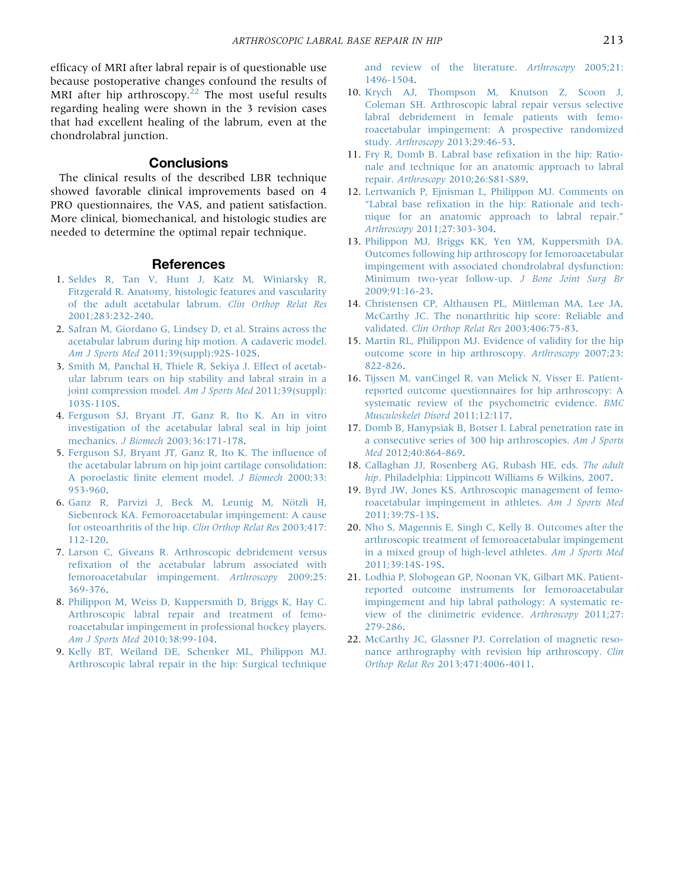efficacy of MRI after labral repair is of questionable use because postoperative changes confound the results of MRI after hip arthroscopy.[22] The most useful results regarding healing were shown in the 3 revision cases that had excellent healing of the labrum, even at the chondrolabral junction.

## Conclusions

The clinical results of the described LBR technique showed favorable clinical improvements based on 4 PRO questionnaires, the VAS, and patient satisfaction. More clinical, biomechanical, and histologic studies are needed to determine the optimal repair technique.

## References

1. Seldes R, Tan V, Hunt J, Katz M, Winiarsky R, Fitzgerald R. Anatomy, histologic features and vascularity of the adult acetabular labrum. *Clin Orthop Relat Res* 2001;283:232-240.
2. Safran M, Giordano G, Lindsey D, et al. Strains across the acetabular labrum during hip motion. A cadaveric model. *Am J Sports Med* 2011;39(suppl):92S-102S.
3. Smith M, Panchal H, Thiele R, Sekiya J. Effect of acetabular labrum tears on hip stability and labral strain in a joint compression model. *Am J Sports Med* 2011;39(suppl):103S-110S.
4. Ferguson SJ, Bryant JT, Ganz R, Ito K. An in vitro investigation of the acetabular labral seal in hip joint mechanics. *J Biomech* 2003;36:171-178.
5. Ferguson SJ, Bryant JT, Ganz R, Ito K. The influence of the acetabular labrum on hip joint cartilage consolidation: A poroelastic finite element model. *J Biomech* 2000;33:953-960.
6. Ganz R, Parvizi J, Beck M, Leunig M, Nötzli H, Siebenrock KA. Femoroacetabular impingement: A cause for osteoarthritis of the hip. *Clin Orthop Relat Res* 2003;417:112-120.
7. Larson C, Giveans R. Arthroscopic debridement versus refixation of the acetabular labrum associated with femoroacetabular impingement. *Arthroscopy* 2009;25:369-376.
8. Philippon M, Weiss D, Kuppersmith D, Briggs K, Hay C. Arthroscopic labral repair and treatment of femoroacetabular impingement in professional hockey players. *Am J Sports Med* 2010;38:99-104.
9. Kelly BT, Weiland DE, Schenker ML, Philippon MJ. Arthroscopic labral repair in the hip: Surgical technique and review of the literature. *Arthroscopy* 2005;21:1496-1504.
10. Krych AJ, Thompson M, Knutson Z, Scoon J, Coleman SH. Arthroscopic labral repair versus selective labral debridement in female patients with femoroacetabular impingement: A prospective randomized study. *Arthroscopy* 2013;29:46-53.
11. Fry R, Domb B. Labral base refixation in the hip: Rationale and technique for an anatomic approach to labral repair. *Arthroscopy* 2010;26:S81-S89.
12. Lertwanich P, Ejnisman L, Philippon MJ. Comments on "Labral base refixation in the hip: Rationale and technique for an anatomic approach to labral repair." *Arthroscopy* 2011;27:303-304.
13. Philippon MJ, Briggs KK, Yen YM, Kuppersmith DA. Outcomes following hip arthroscopy for femoroacetabular impingement with associated chondrolabral dysfunction: Minimum two-year follow-up. *J Bone Joint Surg Br* 2009;91:16-23.
14. Christensen CP, Althausen PL, Mittleman MA, Lee JA, McCarthy JC. The nonarthritic hip score: Reliable and validated. *Clin Orthop Relat Res* 2003;406:75-83.
15. Martin RL, Philippon MJ. Evidence of validity for the hip outcome score in hip arthroscopy. *Arthroscopy* 2007;23:822-826.
16. Tijssen M, vanCingel R, van Melick N, Visser E. Patient-reported outcome questionnaires for hip arthroscopy: A systematic review of the psychometric evidence. *BMC Musculoskelet Disord* 2011;12:117.
17. Domb B, Hanypsiak B, Botser I. Labral penetration rate in a consecutive series of 300 hip arthroscopies. *Am J Sports Med* 2012;40:864-869.
18. Callaghan JJ, Rosenberg AG, Rubash HE, eds. *The adult hip*. Philadelphia: Lippincott Williams & Wilkins, 2007.
19. Byrd JW, Jones KS. Arthroscopic management of femoroacetabular impingement in athletes. *Am J Sports Med* 2011;39:7S-13S.
20. Nho S, Magennis E, Singh C, Kelly B. Outcomes after the arthroscopic treatment of femoroacetabular impingement in a mixed group of high-level athletes. *Am J Sports Med* 2011;39:14S-19S.
21. Lodhia P, Slobogean GP, Noonan VK, Gilbart MK. Patient-reported outcome instruments for femoroacetabular impingement and hip labral pathology: A systematic review of the clinimetric evidence. *Arthroscopy* 2011;27:279-286.
22. McCarthy JC, Glassner PJ. Correlation of magnetic resonance arthrography with revision hip arthroscopy. *Clin Orthop Relat Res* 2013;471:4006-4011.